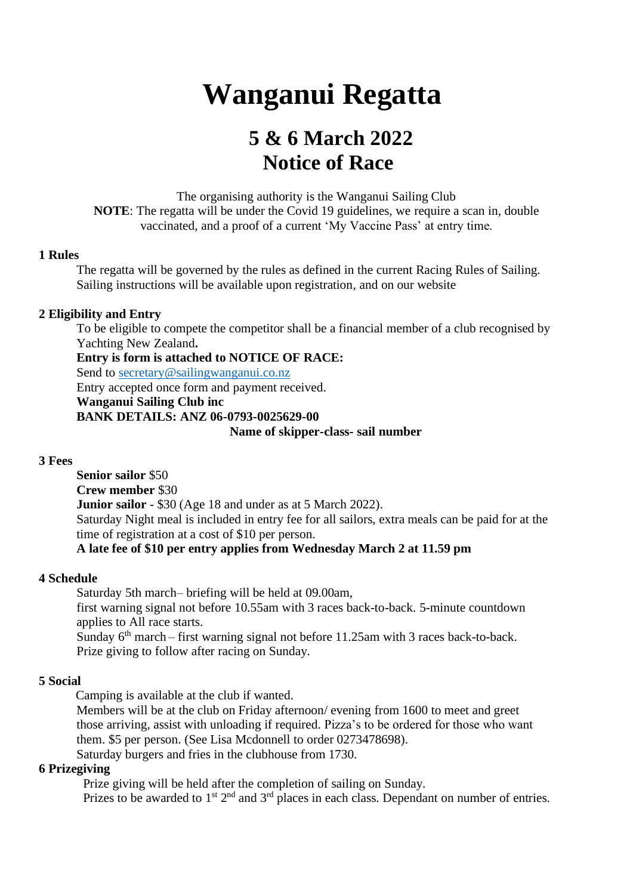# Wanganui Regatta

## 5 & 6 March 2022
## Notice of Race

The organising authority is the Wanganui Sailing Club
**NOTE**: The regatta will be under the Covid 19 guidelines, we require a scan in, double vaccinated, and a proof of a current 'My Vaccine Pass' at entry time.

**1 Rules**

The regatta will be governed by the rules as defined in the current Racing Rules of Sailing. Sailing instructions will be available upon registration, and on our website

**2 Eligibility and Entry**

To be eligible to compete the competitor shall be a financial member of a club recognised by Yachting New Zealand**.**
**Entry is form is attached to NOTICE OF RACE:**
Send to secretary@sailingwanganui.co.nz
Entry accepted once form and payment received.
**Wanganui Sailing Club inc**
**BANK DETAILS: ANZ 06-0793-0025629-00**
**Name of skipper-class- sail number**

**3 Fees**

**Senior sailor** $50
**Crew member** $30
**Junior sailor** - $30 (Age 18 and under as at 5 March 2022).
Saturday Night meal is included in entry fee for all sailors, extra meals can be paid for at the time of registration at a cost of $10 per person.
**A late fee of $10 per entry applies from Wednesday March 2 at 11.59 pm**

**4 Schedule**

Saturday 5th march– briefing will be held at 09.00am,
first warning signal not before 10.55am with 3 races back-to-back. 5-minute countdown applies to All race starts.
Sunday 6th march – first warning signal not before 11.25am with 3 races back-to-back.
Prize giving to follow after racing on Sunday.

**5 Social**

Camping is available at the club if wanted.
Members will be at the club on Friday afternoon/ evening from 1600 to meet and greet those arriving, assist with unloading if required. Pizza's to be ordered for those who want them. $5 per person. (See Lisa Mcdonnell to order 0273478698).
Saturday burgers and fries in the clubhouse from 1730.

**6 Prizegiving**

Prize giving will be held after the completion of sailing on Sunday.
Prizes to be awarded to 1st 2nd and 3rd places in each class. Dependant on number of entries.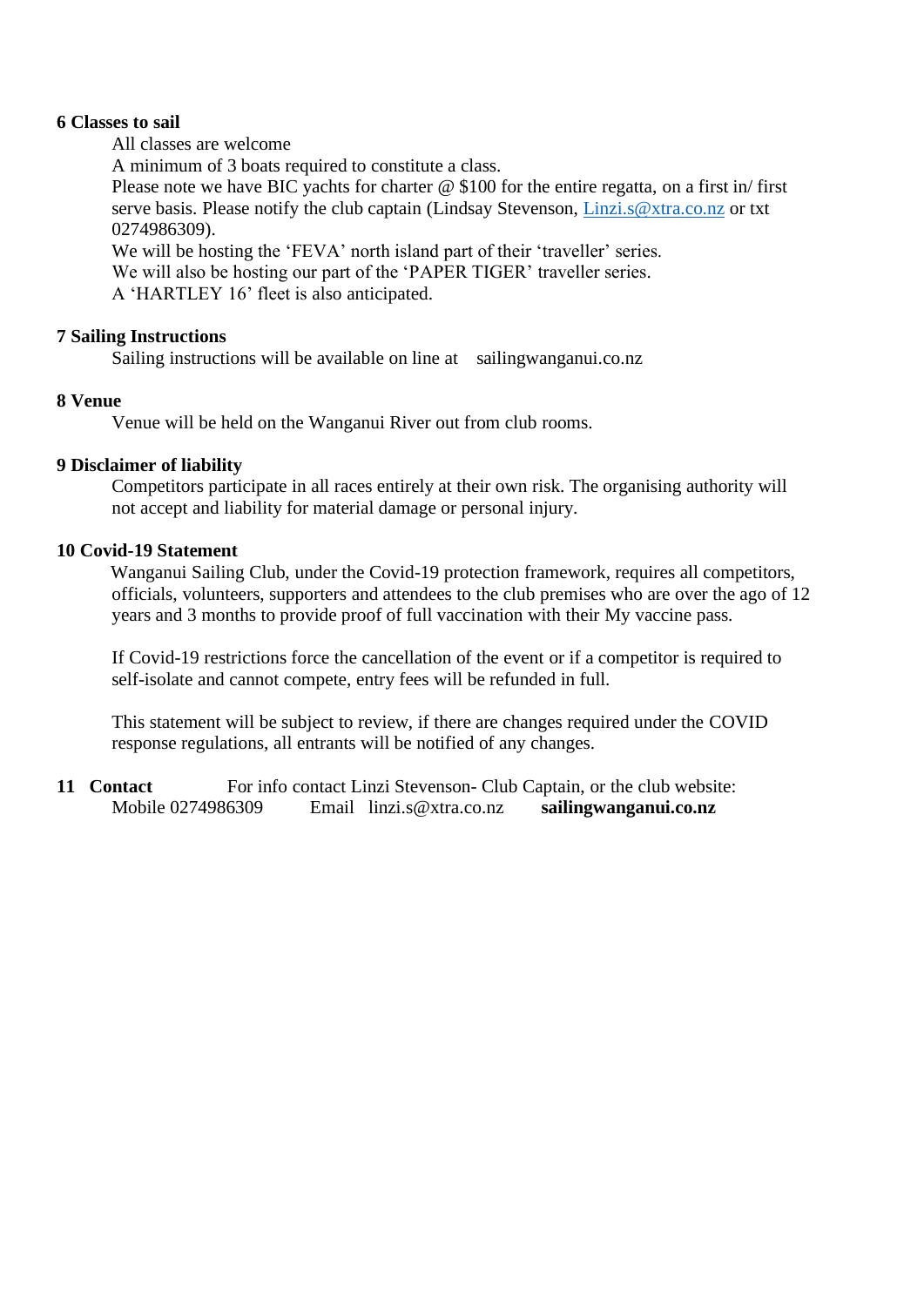**6 Classes to sail**

All classes are welcome

A minimum of 3 boats required to constitute a class.

Please note we have BIC yachts for charter @ $100 for the entire regatta, on a first in/ first serve basis. Please notify the club captain (Lindsay Stevenson, Linzi.s@xtra.co.nz or txt 0274986309).

We will be hosting the 'FEVA' north island part of their 'traveller' series.

We will also be hosting our part of the 'PAPER TIGER' traveller series.

A 'HARTLEY 16' fleet is also anticipated.

**7 Sailing Instructions**

Sailing instructions will be available on line at sailingwanganui.co.nz

**8 Venue**

Venue will be held on the Wanganui River out from club rooms.

**9 Disclaimer of liability**

Competitors participate in all races entirely at their own risk. The organising authority will not accept and liability for material damage or personal injury.

**10 Covid-19 Statement**

Wanganui Sailing Club, under the Covid-19 protection framework, requires all competitors, officials, volunteers, supporters and attendees to the club premises who are over the ago of 12 years and 3 months to provide proof of full vaccination with their My vaccine pass.

If Covid-19 restrictions force the cancellation of the event or if a competitor is required to self-isolate and cannot compete, entry fees will be refunded in full.

This statement will be subject to review, if there are changes required under the COVID response regulations, all entrants will be notified of any changes.

**11 Contact** For info contact Linzi Stevenson- Club Captain, or the club website:

Mobile 0274986309 Email linzi.s@xtra.co.nz **sailingwanganui.co.nz**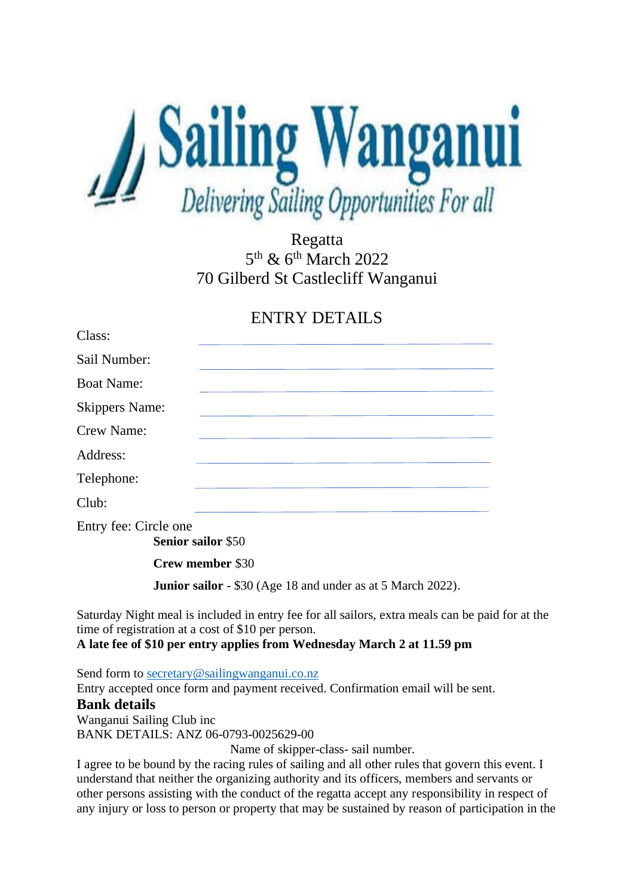# Sailing Wanganui

*Delivering Sailing Opportunities For all*

Regatta
5th & 6th March 2022
70 Gilberd St Castlecliff Wanganui

## ENTRY DETAILS

Class: ______________________________

Sail Number: ______________________________

Boat Name: ______________________________

Skippers Name: ______________________________

Crew Name: ______________________________

Address: ______________________________

Telephone: ______________________________

Club: ______________________________

Entry fee: Circle one

**Senior sailor** $50

**Crew member** $30

**Junior sailor** - $30 (Age 18 and under as at 5 March 2022).

Saturday Night meal is included in entry fee for all sailors, extra meals can be paid for at the time of registration at a cost of $10 per person.
**A late fee of $10 per entry applies from Wednesday March 2 at 11.59 pm**

Send form to secretary@sailingwanganui.co.nz
Entry accepted once form and payment received. Confirmation email will be sent.

### Bank details

Wanganui Sailing Club inc
BANK DETAILS: ANZ 06-0793-0025629-00
Name of skipper-class- sail number.

I agree to be bound by the racing rules of sailing and all other rules that govern this event. I understand that neither the organizing authority and its officers, members and servants or other persons assisting with the conduct of the regatta accept any responsibility in respect of any injury or loss to person or property that may be sustained by reason of participation in the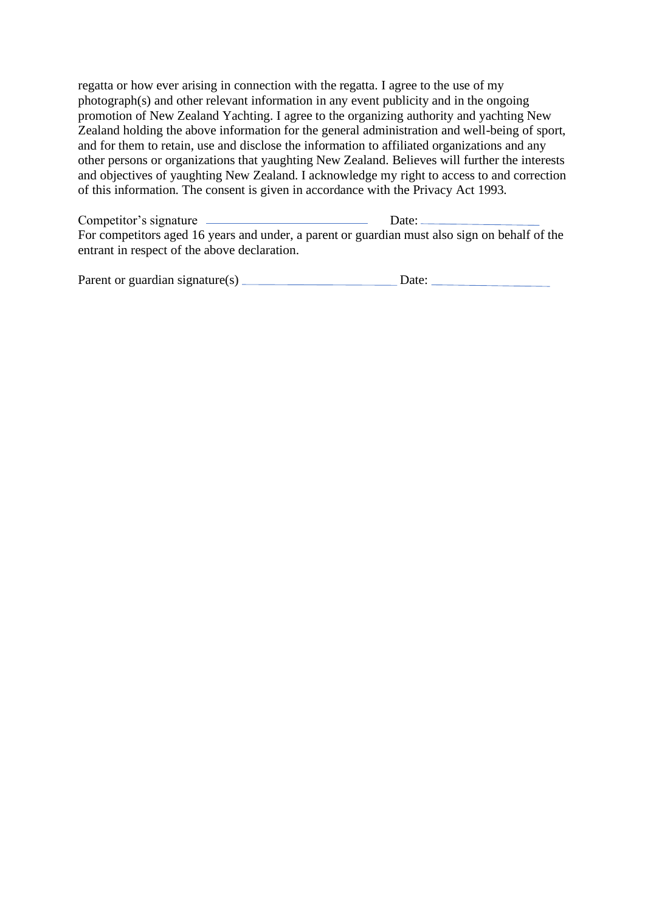regatta or how ever arising in connection with the regatta. I agree to the use of my photograph(s) and other relevant information in any event publicity and in the ongoing promotion of New Zealand Yachting. I agree to the organizing authority and yachting New Zealand holding the above information for the general administration and well-being of sport, and for them to retain, use and disclose the information to affiliated organizations and any other persons or organizations that yaughting New Zealand. Believes will further the interests and objectives of yaughting New Zealand. I acknowledge my right to access to and correction of this information. The consent is given in accordance with the Privacy Act 1993.

Competitor's signature ____________________________ Date: ____________________

For competitors aged 16 years and under, a parent or guardian must also sign on behalf of the entrant in respect of the above declaration.

Parent or guardian signature(s) ___________________________ Date: ____________________